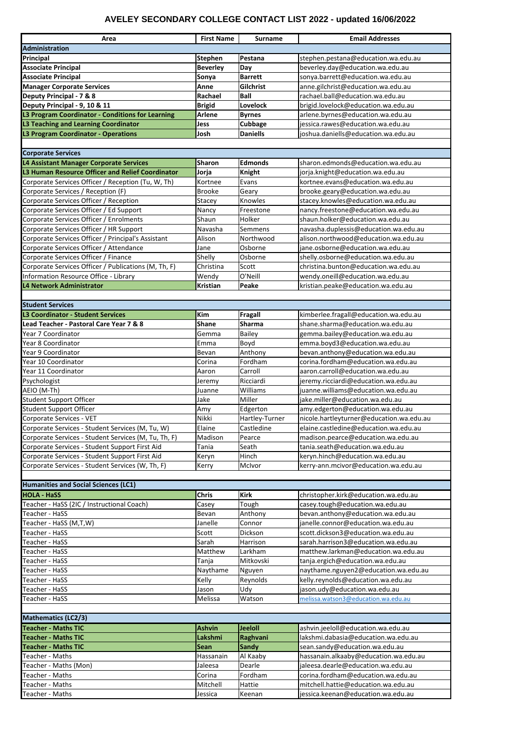# AVELEY SECONDARY COLLEGE CONTACT LIST 2022 - updated 16/06/2022

| Area | First Name | Surname | Email Addresses |
|---|---|---|---|
| **Administration** | | | |
| **Principal** | **Stephen** | **Pestana** | stephen.pestana@education.wa.edu.au |
| **Associate Principal** | **Beverley** | **Day** | beverley.day@education.wa.edu.au |
| **Associate Principal** | **Sonya** | **Barrett** | sonya.barrett@education.wa.edu.au |
| **Manager Corporate Services** | **Anne** | **Gilchrist** | anne.gilchrist@education.wa.edu.au |
| **Deputy Principal - 7 & 8** | **Rachael** | **Ball** | rachael.ball@education.wa.edu.au |
| **Deputy Principal - 9, 10 & 11** | **Brigid** | **Lovelock** | brigid.lovelock@education.wa.edu.au |
| **L3 Program Coordinator - Conditions for Learning** | **Arlene** | **Byrnes** | arlene.byrnes@education.wa.edu.au |
| **L3 Teaching and Learning Coordinator** | **Jess** | **Cubbage** | jessica.rawes@education.wa.edu.au |
| **L3 Program Coordinator - Operations** | **Josh** | **Daniells** | joshua.daniells@education.wa.edu.au |
| | | | |
| **Corporate Services** | | | |
| **L4 Assistant Manager Corporate Services** | **Sharon** | **Edmonds** | sharon.edmonds@education.wa.edu.au |
| **L3 Human Resource Officer and Relief Coordinator** | **Jorja** | **Knight** | jorja.knight@education.wa.edu.au |
| Corporate Services Officer / Reception (Tu, W, Th) | Kortnee | Evans | kortnee.evans@education.wa.edu.au |
| Corporate Services / Reception (F) | Brooke | Geary | brooke.geary@education.wa.edu.au |
| Corporate Services Officer / Reception | Stacey | Knowles | stacey.knowles@education.wa.edu.au |
| Corporate Services Officer / Ed Support | Nancy | Freestone | nancy.freestone@education.wa.edu.au |
| Corporate Services Officer / Enrolments | Shaun | Holker | shaun.holker@education.wa.edu.au |
| Corporate Services Officer / HR Support | Navasha | Semmens | navasha.duplessis@education.wa.edu.au |
| Corporate Services Officer / Principal's Assistant | Alison | Northwood | alison.northwood@education.wa.edu.au |
| Corporate Services Officer / Attendance | Jane | Osborne | jane.osborne@education.wa.edu.au |
| Corporate Services Officer / Finance | Shelly | Osborne | shelly.osborne@education.wa.edu.au |
| Corporate Services Officer / Publications (M, Th, F) | Christina | Scott | christina.bunton@education.wa.edu.au |
| Information Resource Office - Library | Wendy | O'Neill | wendy.oneill@education.wa.edu.au |
| **L4 Network Administrator** | **Kristian** | **Peake** | kristian.peake@education.wa.edu.au |
| | | | |
| **Student Services** | | | |
| **L3 Coordinator - Student Services** | **Kim** | **Fragall** | kimberlee.fragall@education.wa.edu.au |
| **Lead Teacher - Pastoral Care Year 7 & 8** | **Shane** | **Sharma** | shane.sharma@education.wa.edu.au |
| Year 7 Coordinator | Gemma | Bailey | gemma.bailey@education.wa.edu.au |
| Year 8 Coordinator | Emma | Boyd | emma.boyd3@education.wa.edu.au |
| Year 9 Coordinator | Bevan | Anthony | bevan.anthony@education.wa.edu.au |
| Year 10 Coordinator | Corina | Fordham | corina.fordham@education.wa.edu.au |
| Year 11 Coordinator | Aaron | Carroll | aaron.carroll@education.wa.edu.au |
| Psychologist | Jeremy | Ricciardi | jeremy.ricciardi@education.wa.edu.au |
| AEIO (M-Th) | Juanne | Williams | juanne.williams@education.wa.edu.au |
| Student Support Officer | Jake | Miller | jake.miller@education.wa.edu.au |
| Student Support Officer | Amy | Edgerton | amy.edgerton@education.wa.edu.au |
| Corporate Services - VET | Nikki | Hartley-Turner | nicole.hartleyturner@education.wa.edu.au |
| Corporate Services - Student Services (M, Tu, W) | Elaine | Castledine | elaine.castledine@education.wa.edu.au |
| Corporate Services - Student Services (M, Tu, Th, F) | Madison | Pearce | madison.pearce@education.wa.edu.au |
| Corporate Services - Student Support First Aid | Tania | Seath | tania.seath@education.wa.edu.au |
| Corporate Services - Student Support First Aid | Keryn | Hinch | keryn.hinch@education.wa.edu.au |
| Corporate Services - Student Services (W, Th, F) | Kerry | McIvor | kerry-ann.mcivor@education.wa.edu.au |
| | | | |
| **Humanities and Social Sciences (LC1)** | | | |
| **HOLA - HaSS** | **Chris** | **Kirk** | christopher.kirk@education.wa.edu.au |
| Teacher - HaSS (2IC / Instructional Coach) | Casey | Tough | casey.tough@education.wa.edu.au |
| Teacher - HaSS | Bevan | Anthony | bevan.anthony@education.wa.edu.au |
| Teacher - HaSS (M,T,W) | Janelle | Connor | janelle.connor@education.wa.edu.au |
| Teacher - HaSS | Scott | Dickson | scott.dickson3@education.wa.edu.au |
| Teacher - HaSS | Sarah | Harrison | sarah.harrison3@education.wa.edu.au |
| Teacher - HaSS | Matthew | Larkham | matthew.larkman@education.wa.edu.au |
| Teacher - HaSS | Tanja | Mitkovski | tanja.ergich@education.wa.edu.au |
| Teacher - HaSS | Naythame | Nguyen | naythame.nguyen2@education.wa.edu.au |
| Teacher - HaSS | Kelly | Reynolds | kelly.reynolds@education.wa.edu.au |
| Teacher - HaSS | Jason | Udy | jason.udy@education.wa.edu.au |
| Teacher - HaSS | Melissa | Watson | melissa.watson3@education.wa.edu.au |
| | | | |
| **Mathematics (LC2/3)** | | | |
| **Teacher - Maths TIC** | **Ashvin** | **Jeeloll** | ashvin.jeeloll@education.wa.edu.au |
| **Teacher - Maths TIC** | **Lakshmi** | **Raghvani** | lakshmi.dabasia@education.wa.edu.au |
| **Teacher - Maths TIC** | **Sean** | **Sandy** | sean.sandy@education.wa.edu.au |
| Teacher - Maths | Hassanain | Al Kaaby | hassanain.alkaaby@education.wa.edu.au |
| Teacher - Maths (Mon) | Jaleesa | Dearle | jaleesa.dearle@education.wa.edu.au |
| Teacher - Maths | Corina | Fordham | corina.fordham@education.wa.edu.au |
| Teacher - Maths | Mitchell | Hattie | mitchell.hattie@education.wa.edu.au |
| Teacher - Maths | Jessica | Keenan | jessica.keenan@education.wa.edu.au |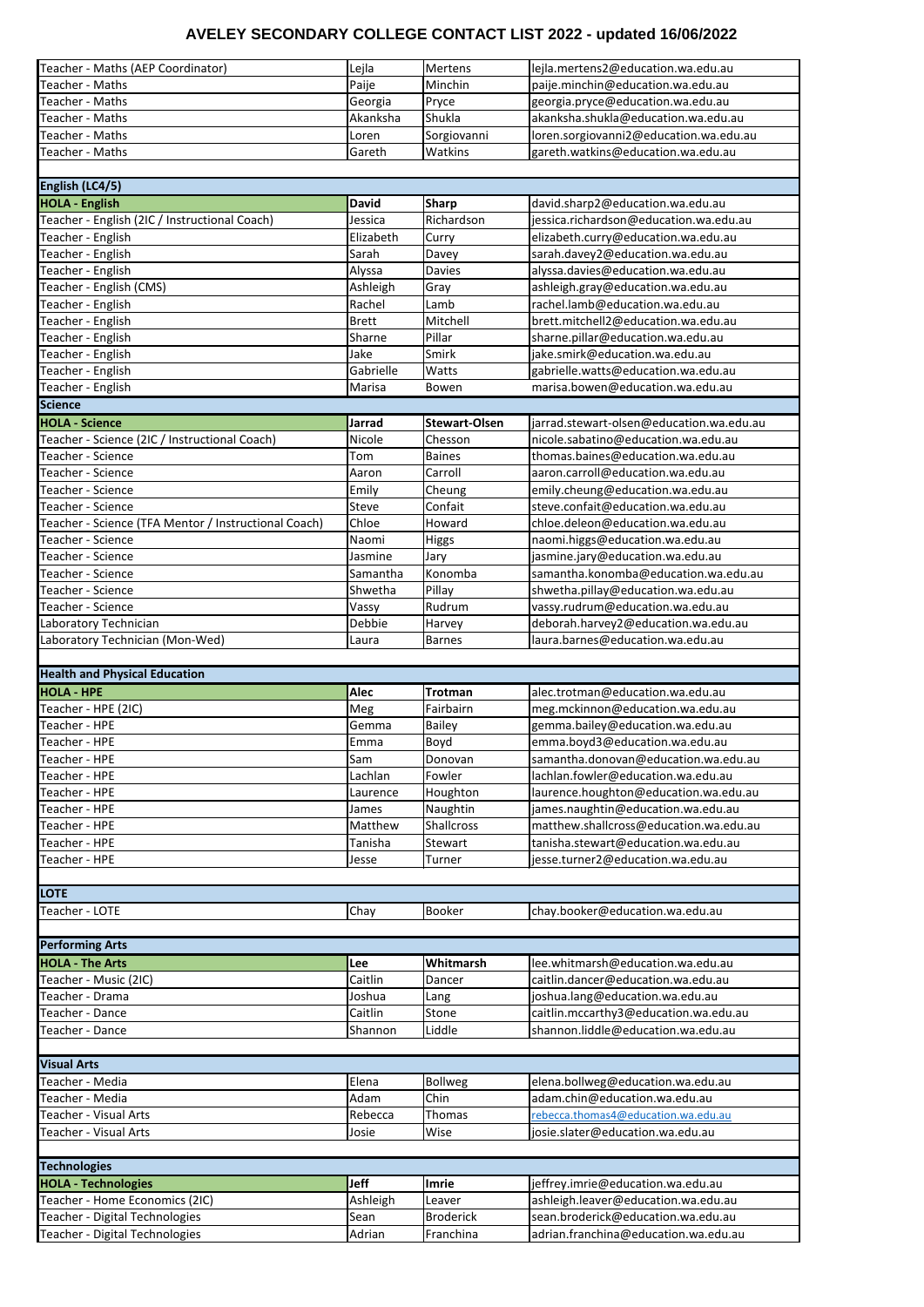# AVELEY SECONDARY COLLEGE CONTACT LIST 2022 - updated 16/06/2022

| | | | |
|---|---|---|---|
| Teacher - Maths (AEP Coordinator) | Lejla | Mertens | lejla.mertens2@education.wa.edu.au |
| Teacher - Maths | Paije | Minchin | paije.minchin@education.wa.edu.au |
| Teacher - Maths | Georgia | Pryce | georgia.pryce@education.wa.edu.au |
| Teacher - Maths | Akanksha | Shukla | akanksha.shukla@education.wa.edu.au |
| Teacher - Maths | Loren | Sorgiovanni | loren.sorgiovanni2@education.wa.edu.au |
| Teacher - Maths | Gareth | Watkins | gareth.watkins@education.wa.edu.au |
| | | | |
| **English (LC4/5)** | | | |
| **HOLA - English** | **David** | **Sharp** | david.sharp2@education.wa.edu.au |
| Teacher - English (2IC / Instructional Coach) | Jessica | Richardson | jessica.richardson@education.wa.edu.au |
| Teacher - English | Elizabeth | Curry | elizabeth.curry@education.wa.edu.au |
| Teacher - English | Sarah | Davey | sarah.davey2@education.wa.edu.au |
| Teacher - English | Alyssa | Davies | alyssa.davies@education.wa.edu.au |
| Teacher - English (CMS) | Ashleigh | Gray | ashleigh.gray@education.wa.edu.au |
| Teacher - English | Rachel | Lamb | rachel.lamb@education.wa.edu.au |
| Teacher - English | Brett | Mitchell | brett.mitchell2@education.wa.edu.au |
| Teacher - English | Sharne | Pillar | sharne.pillar@education.wa.edu.au |
| Teacher - English | Jake | Smirk | jake.smirk@education.wa.edu.au |
| Teacher - English | Gabrielle | Watts | gabrielle.watts@education.wa.edu.au |
| Teacher - English | Marisa | Bowen | marisa.bowen@education.wa.edu.au |
| **Science** | | | |
| **HOLA - Science** | **Jarrad** | **Stewart-Olsen** | jarrad.stewart-olsen@education.wa.edu.au |
| Teacher - Science (2IC / Instructional Coach) | Nicole | Chesson | nicole.sabatino@education.wa.edu.au |
| Teacher - Science | Tom | Baines | thomas.baines@education.wa.edu.au |
| Teacher - Science | Aaron | Carroll | aaron.carroll@education.wa.edu.au |
| Teacher - Science | Emily | Cheung | emily.cheung@education.wa.edu.au |
| Teacher - Science | Steve | Confait | steve.confait@education.wa.edu.au |
| Teacher - Science (TFA Mentor / Instructional Coach) | Chloe | Howard | chloe.deleon@education.wa.edu.au |
| Teacher - Science | Naomi | Higgs | naomi.higgs@education.wa.edu.au |
| Teacher - Science | Jasmine | Jary | jasmine.jary@education.wa.edu.au |
| Teacher - Science | Samantha | Konomba | samantha.konomba@education.wa.edu.au |
| Teacher - Science | Shwetha | Pillay | shwetha.pillay@education.wa.edu.au |
| Teacher - Science | Vassy | Rudrum | vassy.rudrum@education.wa.edu.au |
| Laboratory Technician | Debbie | Harvey | deborah.harvey2@education.wa.edu.au |
| Laboratory Technician (Mon-Wed) | Laura | Barnes | laura.barnes@education.wa.edu.au |
| | | | |
| **Health and Physical Education** | | | |
| **HOLA - HPE** | **Alec** | **Trotman** | alec.trotman@education.wa.edu.au |
| Teacher - HPE (2IC) | Meg | Fairbairn | meg.mckinnon@education.wa.edu.au |
| Teacher - HPE | Gemma | Bailey | gemma.bailey@education.wa.edu.au |
| Teacher - HPE | Emma | Boyd | emma.boyd3@education.wa.edu.au |
| Teacher - HPE | Sam | Donovan | samantha.donovan@education.wa.edu.au |
| Teacher - HPE | Lachlan | Fowler | lachlan.fowler@education.wa.edu.au |
| Teacher - HPE | Laurence | Houghton | laurence.houghton@education.wa.edu.au |
| Teacher - HPE | James | Naughtin | james.naughtin@education.wa.edu.au |
| Teacher - HPE | Matthew | Shallcross | matthew.shallcross@education.wa.edu.au |
| Teacher - HPE | Tanisha | Stewart | tanisha.stewart@education.wa.edu.au |
| Teacher - HPE | Jesse | Turner | jesse.turner2@education.wa.edu.au |
| | | | |
| **LOTE** | | | |
| Teacher - LOTE | Chay | Booker | chay.booker@education.wa.edu.au |
| | | | |
| **Performing Arts** | | | |
| **HOLA - The Arts** | **Lee** | **Whitmarsh** | lee.whitmarsh@education.wa.edu.au |
| Teacher - Music (2IC) | Caitlin | Dancer | caitlin.dancer@education.wa.edu.au |
| Teacher - Drama | Joshua | Lang | joshua.lang@education.wa.edu.au |
| Teacher - Dance | Caitlin | Stone | caitlin.mccarthy3@education.wa.edu.au |
| Teacher - Dance | Shannon | Liddle | shannon.liddle@education.wa.edu.au |
| | | | |
| **Visual Arts** | | | |
| Teacher - Media | Elena | Bollweg | elena.bollweg@education.wa.edu.au |
| Teacher - Media | Adam | Chin | adam.chin@education.wa.edu.au |
| Teacher - Visual Arts | Rebecca | Thomas | rebecca.thomas4@education.wa.edu.au |
| Teacher - Visual Arts | Josie | Wise | josie.slater@education.wa.edu.au |
| | | | |
| **Technologies** | | | |
| **HOLA - Technologies** | **Jeff** | **Imrie** | jeffrey.imrie@education.wa.edu.au |
| Teacher - Home Economics (2IC) | Ashleigh | Leaver | ashleigh.leaver@education.wa.edu.au |
| Teacher - Digital Technologies | Sean | Broderick | sean.broderick@education.wa.edu.au |
| Teacher - Digital Technologies | Adrian | Franchina | adrian.franchina@education.wa.edu.au |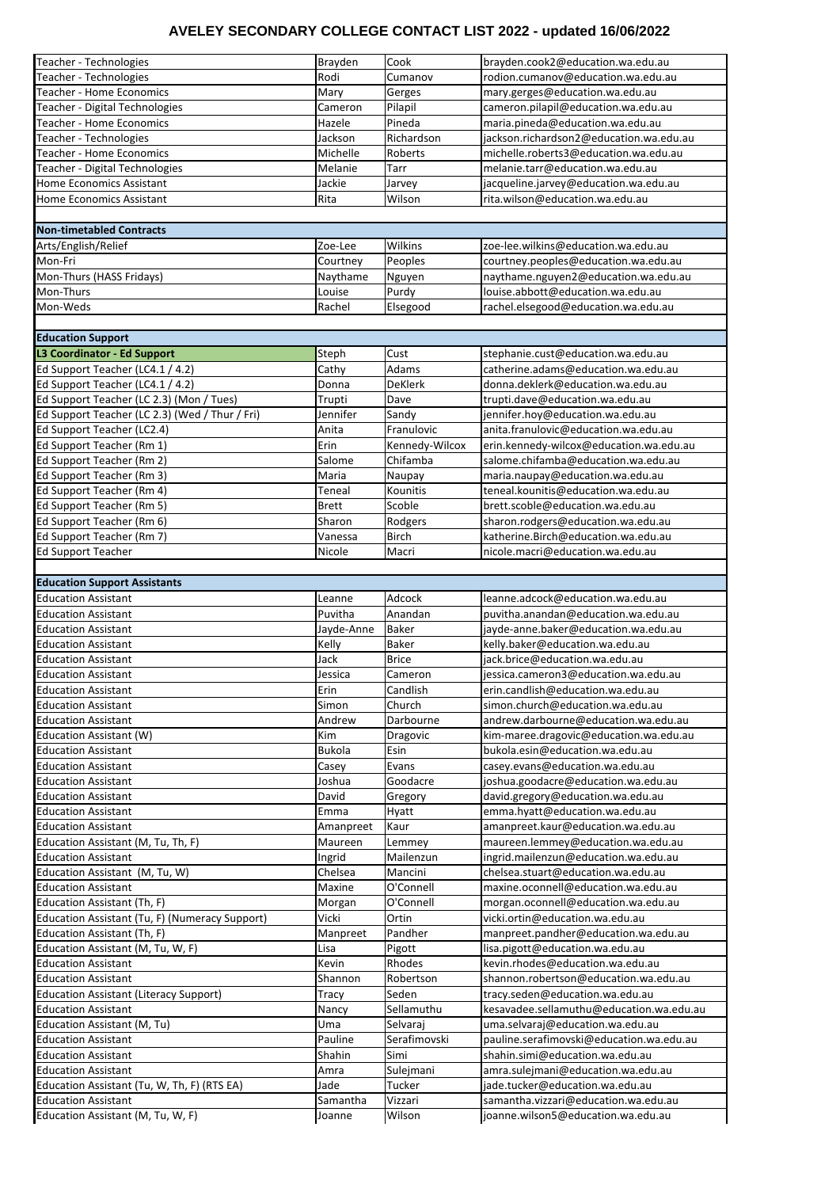# AVELEY SECONDARY COLLEGE CONTACT LIST 2022 - updated 16/06/2022

| | | | |
|---|---|---|---|
| Teacher - Technologies | Brayden | Cook | brayden.cook2@education.wa.edu.au |
| Teacher - Technologies | Rodi | Cumanov | rodion.cumanov@education.wa.edu.au |
| Teacher - Home Economics | Mary | Gerges | mary.gerges@education.wa.edu.au |
| Teacher - Digital Technologies | Cameron | Pilapil | cameron.pilapil@education.wa.edu.au |
| Teacher - Home Economics | Hazele | Pineda | maria.pineda@education.wa.edu.au |
| Teacher - Technologies | Jackson | Richardson | jackson.richardson2@education.wa.edu.au |
| Teacher - Home Economics | Michelle | Roberts | michelle.roberts3@education.wa.edu.au |
| Teacher - Digital Technologies | Melanie | Tarr | melanie.tarr@education.wa.edu.au |
| Home Economics Assistant | Jackie | Jarvey | jacqueline.jarvey@education.wa.edu.au |
| Home Economics Assistant | Rita | Wilson | rita.wilson@education.wa.edu.au |
| | | | |
| **Non-timetabled Contracts** | | | |
| Arts/English/Relief | Zoe-Lee | Wilkins | zoe-lee.wilkins@education.wa.edu.au |
| Mon-Fri | Courtney | Peoples | courtney.peoples@education.wa.edu.au |
| Mon-Thurs (HASS Fridays) | Naythame | Nguyen | naythame.nguyen2@education.wa.edu.au |
| Mon-Thurs | Louise | Purdy | louise.abbott@education.wa.edu.au |
| Mon-Weds | Rachel | Elsegood | rachel.elsegood@education.wa.edu.au |
| | | | |
| **Education Support** | | | |
| **L3 Coordinator - Ed Support** | Steph | Cust | stephanie.cust@education.wa.edu.au |
| Ed Support Teacher (LC4.1 / 4.2) | Cathy | Adams | catherine.adams@education.wa.edu.au |
| Ed Support Teacher (LC4.1 / 4.2) | Donna | DeKlerk | donna.deklerk@education.wa.edu.au |
| Ed Support Teacher (LC 2.3) (Mon / Tues) | Trupti | Dave | trupti.dave@education.wa.edu.au |
| Ed Support Teacher (LC 2.3) (Wed / Thur / Fri) | Jennifer | Sandy | jennifer.hoy@education.wa.edu.au |
| Ed Support Teacher (LC2.4) | Anita | Franulovic | anita.franulovic@education.wa.edu.au |
| Ed Support Teacher (Rm 1) | Erin | Kennedy-Wilcox | erin.kennedy-wilcox@education.wa.edu.au |
| Ed Support Teacher (Rm 2) | Salome | Chifamba | salome.chifamba@education.wa.edu.au |
| Ed Support Teacher (Rm 3) | Maria | Naupay | maria.naupay@education.wa.edu.au |
| Ed Support Teacher (Rm 4) | Teneal | Kounitis | teneal.kounitis@education.wa.edu.au |
| Ed Support Teacher (Rm 5) | Brett | Scoble | brett.scoble@education.wa.edu.au |
| Ed Support Teacher (Rm 6) | Sharon | Rodgers | sharon.rodgers@education.wa.edu.au |
| Ed Support Teacher (Rm 7) | Vanessa | Birch | katherine.Birch@education.wa.edu.au |
| Ed Support Teacher | Nicole | Macri | nicole.macri@education.wa.edu.au |
| | | | |
| **Education Support Assistants** | | | |
| Education Assistant | Leanne | Adcock | leanne.adcock@education.wa.edu.au |
| Education Assistant | Puvitha | Anandan | puvitha.anandan@education.wa.edu.au |
| Education Assistant | Jayde-Anne | Baker | jayde-anne.baker@education.wa.edu.au |
| Education Assistant | Kelly | Baker | kelly.baker@education.wa.edu.au |
| Education Assistant | Jack | Brice | jack.brice@education.wa.edu.au |
| Education Assistant | Jessica | Cameron | jessica.cameron3@education.wa.edu.au |
| Education Assistant | Erin | Candlish | erin.candlish@education.wa.edu.au |
| Education Assistant | Simon | Church | simon.church@education.wa.edu.au |
| Education Assistant | Andrew | Darbourne | andrew.darbourne@education.wa.edu.au |
| Education Assistant (W) | Kim | Dragovic | kim-maree.dragovic@education.wa.edu.au |
| Education Assistant | Bukola | Esin | bukola.esin@education.wa.edu.au |
| Education Assistant | Casey | Evans | casey.evans@education.wa.edu.au |
| Education Assistant | Joshua | Goodacre | joshua.goodacre@education.wa.edu.au |
| Education Assistant | David | Gregory | david.gregory@education.wa.edu.au |
| Education Assistant | Emma | Hyatt | emma.hyatt@education.wa.edu.au |
| Education Assistant | Amanpreet | Kaur | amanpreet.kaur@education.wa.edu.au |
| Education Assistant (M, Tu, Th, F) | Maureen | Lemmey | maureen.lemmey@education.wa.edu.au |
| Education Assistant | Ingrid | Mailenzun | ingrid.mailenzun@education.wa.edu.au |
| Education Assistant (M, Tu, W) | Chelsea | Mancini | chelsea.stuart@education.wa.edu.au |
| Education Assistant | Maxine | O'Connell | maxine.oconnell@education.wa.edu.au |
| Education Assistant (Th, F) | Morgan | O'Connell | morgan.oconnell@education.wa.edu.au |
| Education Assistant (Tu, F) (Numeracy Support) | Vicki | Ortin | vicki.ortin@education.wa.edu.au |
| Education Assistant (Th, F) | Manpreet | Pandher | manpreet.pandher@education.wa.edu.au |
| Education Assistant (M, Tu, W, F) | Lisa | Pigott | lisa.pigott@education.wa.edu.au |
| Education Assistant | Kevin | Rhodes | kevin.rhodes@education.wa.edu.au |
| Education Assistant | Shannon | Robertson | shannon.robertson@education.wa.edu.au |
| Education Assistant (Literacy Support) | Tracy | Seden | tracy.seden@education.wa.edu.au |
| Education Assistant | Nancy | Sellamuthu | kesavadee.sellamuthu@education.wa.edu.au |
| Education Assistant (M, Tu) | Uma | Selvaraj | uma.selvaraj@education.wa.edu.au |
| Education Assistant | Pauline | Serafimovski | pauline.serafimovski@education.wa.edu.au |
| Education Assistant | Shahin | Simi | shahin.simi@education.wa.edu.au |
| Education Assistant | Amra | Sulejmani | amra.sulejmani@education.wa.edu.au |
| Education Assistant (Tu, W, Th, F) (RTS EA) | Jade | Tucker | jade.tucker@education.wa.edu.au |
| Education Assistant | Samantha | Vizzari | samantha.vizzari@education.wa.edu.au |
| Education Assistant (M, Tu, W, F) | Joanne | Wilson | joanne.wilson5@education.wa.edu.au |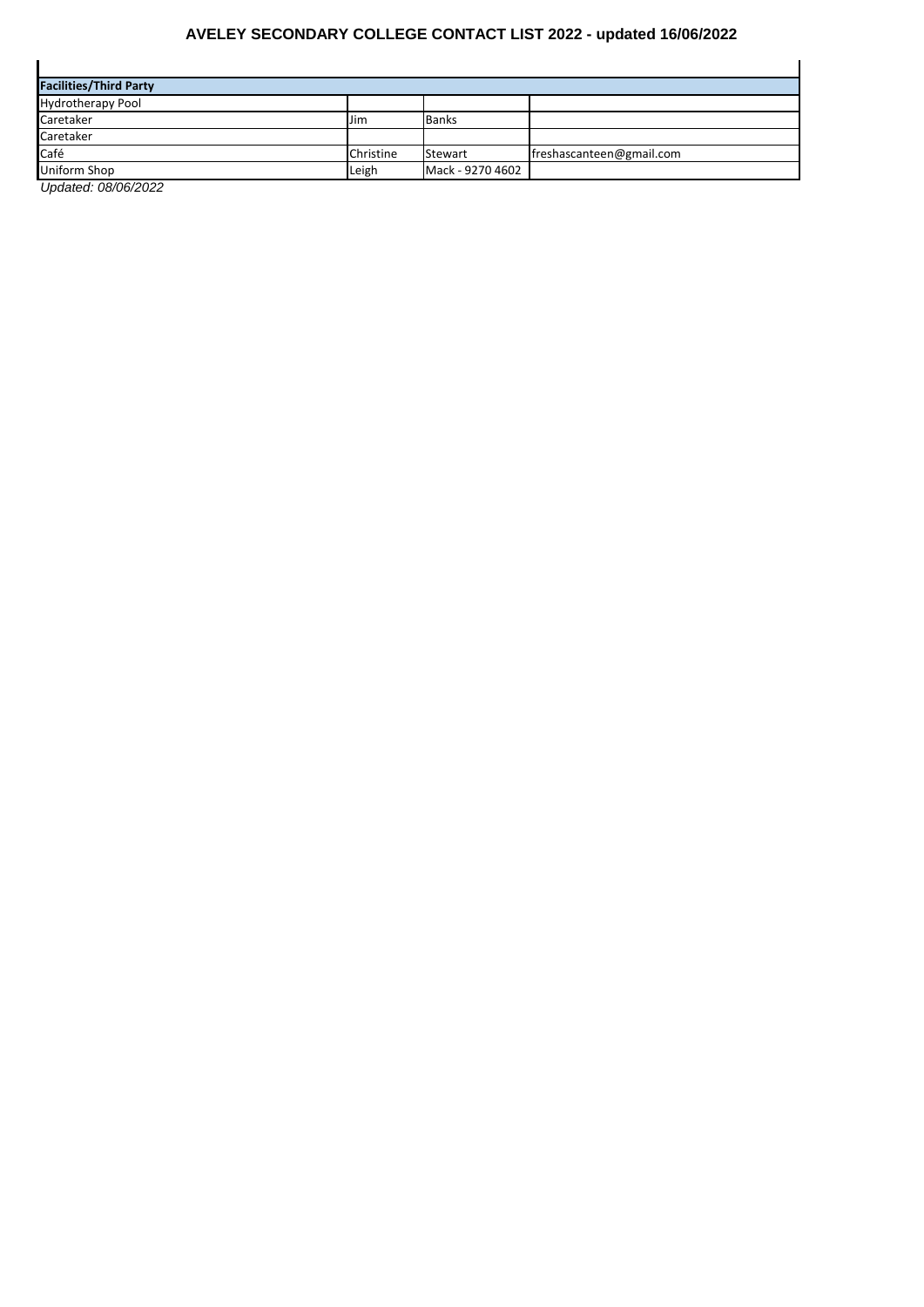# AVELEY SECONDARY COLLEGE CONTACT LIST 2022 - updated 16/06/2022

| Facilities/Third Party | | | |
|---|---|---|---|
| Hydrotherapy Pool | | | |
| Caretaker | Jim | Banks | |
| Caretaker | | | |
| Café | Christine | Stewart | freshascanteen@gmail.com |
| Uniform Shop | Leigh | Mack - 9270 4602 | |

*Updated: 08/06/2022*